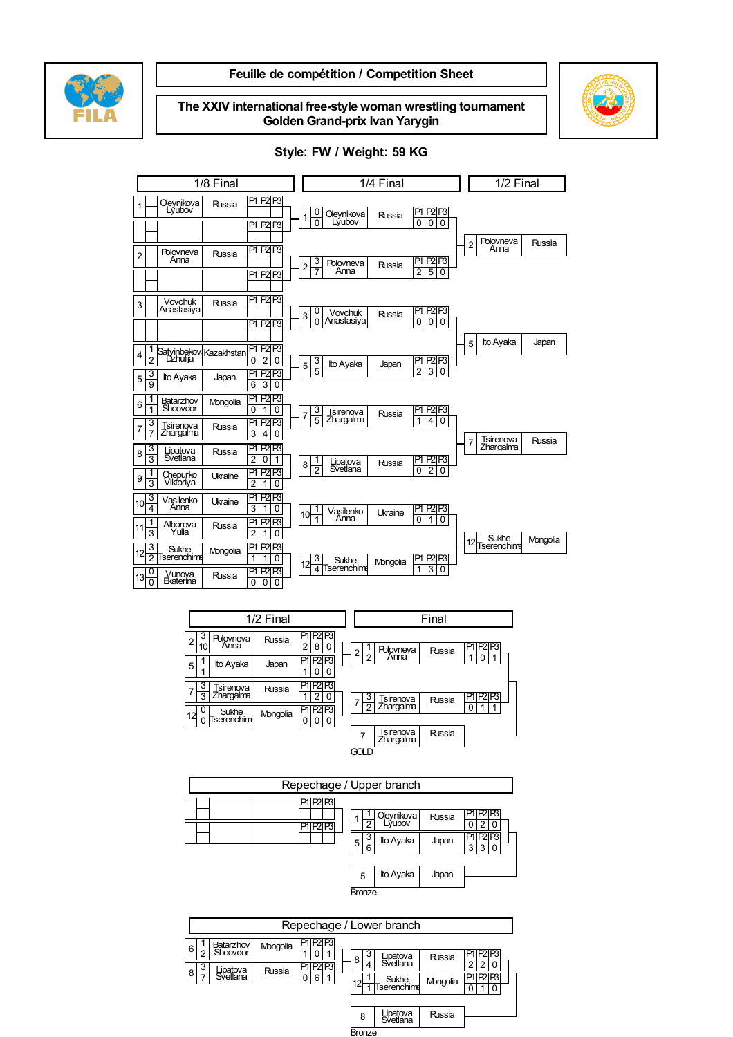# Feuille de compétition / Competition Sheet

## The XXIV international free-style woman wrestling tournament Golden Grand-prix Ivan Yarygin

### Style: FW / Weight: 59 KG

## 1/8 Final

| No. | CP | TP | Name | Country | P1 | P2 | P3 |
|---|---|---|---|---|---|---|---|
| 1 | | | Oleynikova Lyubov | Russia | | | |
| | | | | | | | |
| 2 | | | Polovneva Anna | Russia | | | |
| | | | | | | | |
| 3 | | | Vovchuk Anastasiya | Russia | | | |
| | | | | | | | |
| 4 | 1 | 2 | Satyinbekov Dzhulija | Kazakhstan | 0 | 2 | 0 |
| 5 | 3 | 9 | Ito Ayaka | Japan | 6 | 3 | 0 |
| 6 | 1 | 1 | Batarzhov Shoovdor | Mongolia | 0 | 1 | 0 |
| 7 | 3 | 7 | Tsirenova Zhargalma | Russia | 3 | 4 | 0 |
| 8 | 3 | 3 | Lipatova Svetlana | Russia | 2 | 0 | 1 |
| 9 | 1 | 3 | Chepurko Viktoriya | Ukraine | 2 | 1 | 0 |
| 10 | 3 | 4 | Vasilenko Anna | Ukraine | 3 | 1 | 0 |
| 11 | 1 | 3 | Alborova Yulia | Russia | 2 | 1 | 0 |
| 12 | 3 | 2 | Sukhe Tserenchimed | Mongolia | 1 | 1 | 0 |
| 13 | 0 | 0 | Vunova Ekaterina | Russia | 0 | 0 | 0 |

## 1/4 Final

| No. | CP | TP | Name | Country | P1 | P2 | P3 |
|---|---|---|---|---|---|---|---|
| 1 | 0 | 0 | Oleynikova Lyubov | Russia | 0 | 0 | 0 |
| 2 | 3 | 7 | Polovneva Anna | Russia | 2 | 5 | 0 |
| 3 | 0 | 0 | Vovchuk Anastasiya | Russia | 0 | 0 | 0 |
| 5 | 3 | 5 | Ito Ayaka | Japan | 2 | 3 | 0 |
| 7 | 3 | 5 | Tsirenova Zhargalma | Russia | 1 | 4 | 0 |
| 8 | 1 | 2 | Lipatova Svetlana | Russia | 0 | 2 | 0 |
| 10 | 1 | 1 | Vasilenko Anna | Ukraine | 0 | 1 | 0 |
| 12 | 3 | 4 | Sukhe Tserenchimed | Mongolia | 1 | 3 | 0 |

## 1/2 Final (qualified)

| No. | Name | Country |
|---|---|---|
| 2 | Polovneva Anna | Russia |
| 5 | Ito Ayaka | Japan |
| 7 | Tsirenova Zhargalma | Russia |
| 12 | Sukhe Tserenchimed | Mongolia |

## 1/2 Final

| No. | CP | TP | Name | Country | P1 | P2 | P3 |
|---|---|---|---|---|---|---|---|
| 2 | 3 | 10 | Polovneva Anna | Russia | 2 | 8 | 0 |
| 5 | 1 | 1 | Ito Ayaka | Japan | 1 | 0 | 0 |
| 7 | 3 | 3 | Tsirenova Zhargalma | Russia | 1 | 2 | 0 |
| 12 | 0 | 0 | Sukhe Tserenchimed | Mongolia | 0 | 0 | 0 |

## Final

| No. | CP | TP | Name | Country | P1 | P2 | P3 |
|---|---|---|---|---|---|---|---|
| 2 | 1 | 2 | Polovneva Anna | Russia | 1 | 0 | 1 |
| 7 | 3 | 2 | Tsirenova Zhargalma | Russia | 0 | 1 | 1 |

| No. | Name | Country |
|---|---|---|
| 7 | Tsirenova Zhargalma | Russia |

GOLD

## Repechage / Upper branch

| No. | CP | TP | Name | Country | P1 | P2 | P3 |
|---|---|---|---|---|---|---|---|
| 1 | 1 | 2 | Oleynikova Lyubov | Russia | 0 | 2 | 0 |
| 5 | 3 | 6 | Ito Ayaka | Japan | 3 | 3 | 0 |

| No. | Name | Country |
|---|---|---|
| 5 | Ito Ayaka | Japan |

Bronze

## Repechage / Lower branch

| No. | CP | TP | Name | Country | P1 | P2 | P3 |
|---|---|---|---|---|---|---|---|
| 6 | 1 | 2 | Batarzhov Shoovdor | Mongolia | 1 | 0 | 1 |
| 8 | 3 | 7 | Lipatova Svetlana | Russia | 0 | 6 | 1 |

| No. | CP | TP | Name | Country | P1 | P2 | P3 |
|---|---|---|---|---|---|---|---|
| 8 | 3 | 4 | Lipatova Svetlana | Russia | 2 | 2 | 0 |
| 12 | 1 | 1 | Sukhe Tserenchimed | Mongolia | 0 | 1 | 0 |

| No. | Name | Country |
|---|---|---|
| 8 | Lipatova Svetlana | Russia |

Bronze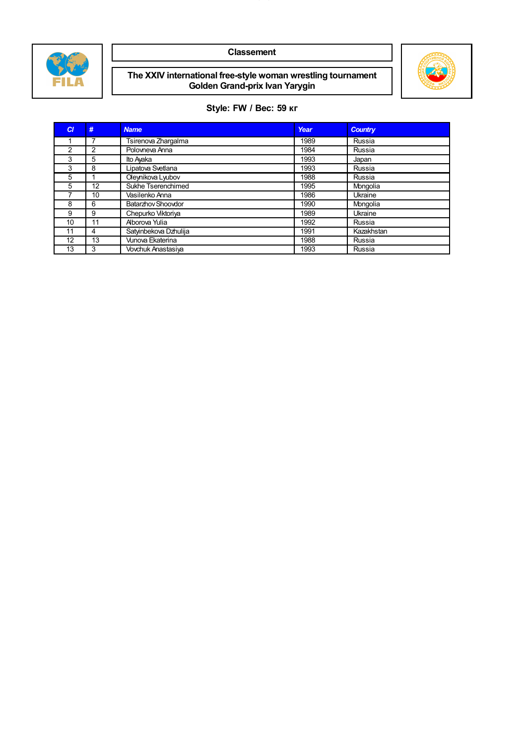**Classement**

**The XXIV international free-style woman wrestling tournament Golden Grand-prix Ivan Yarygin**

**Style: FW / Вес: 59 кг**

| Cl | # | Name | Year | Country |
|---|---|---|---|---|
| 1 | 7 | Tsirenova Zhargalma | 1989 | Russia |
| 2 | 2 | Polovneva Anna | 1984 | Russia |
| 3 | 5 | Ito Ayaka | 1993 | Japan |
| 3 | 8 | Lipatova Svetlana | 1993 | Russia |
| 5 | 1 | Oleynikova Lyubov | 1988 | Russia |
| 5 | 12 | Sukhe Tserenchimed | 1995 | Mongolia |
| 7 | 10 | Vasilenko Anna | 1986 | Ukraine |
| 8 | 6 | Batarzhov Shoovdor | 1990 | Mongolia |
| 9 | 9 | Chepurko Viktoriya | 1989 | Ukraine |
| 10 | 11 | Alborova Yulia | 1992 | Russia |
| 11 | 4 | Satyinbekova Dzhulija | 1991 | Kazakhstan |
| 12 | 13 | Vunova Ekaterina | 1988 | Russia |
| 13 | 3 | Vovchuk Anastasiya | 1993 | Russia |